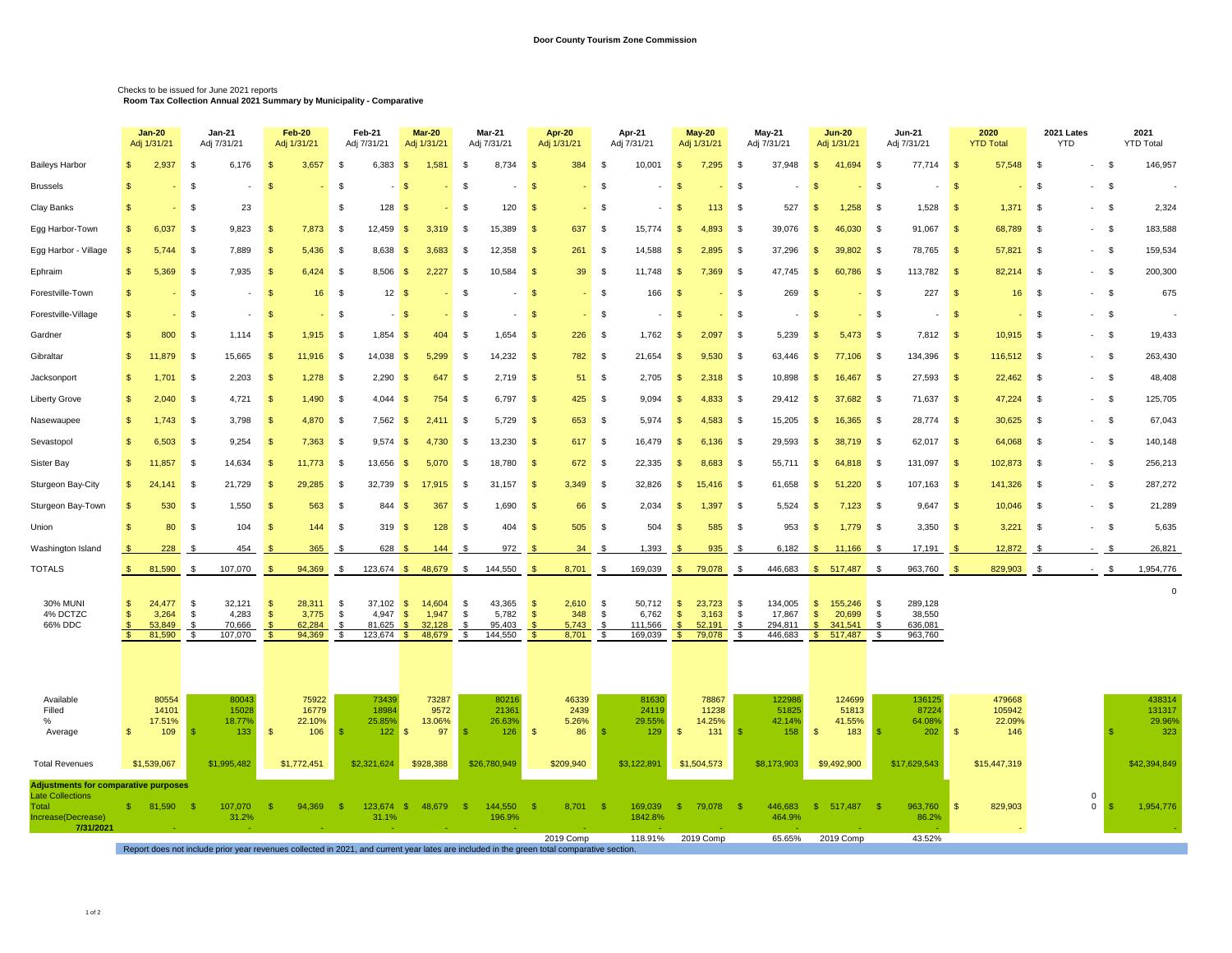# Door County Tourism Zone Commission

Checks to be issued for June 2021 reports

**Room Tax Collection Annual 2021 Summary by Municipality - Comparative**

| | Jan-20 Adj 1/31/21 | Jan-21 Adj 7/31/21 | Feb-20 Adj 1/31/21 | Feb-21 Adj 7/31/21 | Mar-20 Adj 1/31/21 | Mar-21 Adj 7/31/21 | Apr-20 Adj 1/31/21 | Apr-21 Adj 7/31/21 | May-20 Adj 1/31/21 | May-21 Adj 7/31/21 | Jun-20 Adj 1/31/21 | Jun-21 Adj 7/31/21 | 2020 YTD Total | 2021 Lates YTD | 2021 YTD Total |
|---|---|---|---|---|---|---|---|---|---|---|---|---|---|---|---|
| Baileys Harbor | $ 2,937 | $ 6,176 | $ 3,657 | $ 6,383 | $ 1,581 | $ 8,734 | $ 384 | $ 10,001 | $ 7,295 | $ 37,948 | $ 41,694 | $ 77,714 | $ 57,548 | $ - | $ 146,957 |
| Brussels | $ - | $ - | $ - | $ - | $ - | $ - | $ - | $ - | $ - | $ - | $ - | $ - | $ - | $ - | $ - |
| Clay Banks | $ - | $ 23 | | $ 128 | $ - | $ 120 | $ - | $ - | $ 113 | $ 527 | $ 1,258 | $ 1,528 | $ 1,371 | $ - | $ 2,324 |
| Egg Harbor-Town | $ 6,037 | $ 9,823 | $ 7,873 | $ 12,459 | $ 3,319 | $ 15,389 | $ 637 | $ 15,774 | $ 4,893 | $ 39,076 | $ 46,030 | $ 91,067 | $ 68,789 | $ - | $ 183,588 |
| Egg Harbor - Village | $ 5,744 | $ 7,889 | $ 5,436 | $ 8,638 | $ 3,683 | $ 12,358 | $ 261 | $ 14,588 | $ 2,895 | $ 37,296 | $ 39,802 | $ 78,765 | $ 57,821 | $ - | $ 159,534 |
| Ephraim | $ 5,369 | $ 7,935 | $ 6,424 | $ 8,506 | $ 2,227 | $ 10,584 | $ 39 | $ 11,748 | $ 7,369 | $ 47,745 | $ 60,786 | $ 113,782 | $ 82,214 | $ - | $ 200,300 |
| Forestville-Town | $ - | $ - | $ 16 | $ 12 | $ - | $ - | $ - | $ 166 | $ - | $ 269 | $ - | $ 227 | $ 16 | $ - | $ 675 |
| Forestville-Village | $ - | $ - | $ - | $ - | $ - | $ - | $ - | $ - | $ - | $ - | $ - | $ - | $ - | $ - | $ - |
| Gardner | $ 800 | $ 1,114 | $ 1,915 | $ 1,854 | $ 404 | $ 1,654 | $ 226 | $ 1,762 | $ 2,097 | $ 5,239 | $ 5,473 | $ 7,812 | $ 10,915 | $ - | $ 19,433 |
| Gibraltar | $ 11,879 | $ 15,665 | $ 11,916 | $ 14,038 | $ 5,299 | $ 14,232 | $ 782 | $ 21,654 | $ 9,530 | $ 63,446 | $ 77,106 | $ 134,396 | $ 116,512 | $ - | $ 263,430 |
| Jacksonport | $ 1,701 | $ 2,203 | $ 1,278 | $ 2,290 | $ 647 | $ 2,719 | $ 51 | $ 2,705 | $ 2,318 | $ 10,898 | $ 16,467 | $ 27,593 | $ 22,462 | $ - | $ 48,408 |
| Liberty Grove | $ 2,040 | $ 4,721 | $ 1,490 | $ 4,044 | $ 754 | $ 6,797 | $ 425 | $ 9,094 | $ 4,833 | $ 29,412 | $ 37,682 | $ 71,637 | $ 47,224 | $ - | $ 125,705 |
| Nasewaupee | $ 1,743 | $ 3,798 | $ 4,870 | $ 7,562 | $ 2,411 | $ 5,729 | $ 653 | $ 5,974 | $ 4,583 | $ 15,205 | $ 16,365 | $ 28,774 | $ 30,625 | $ - | $ 67,043 |
| Sevastopol | $ 6,503 | $ 9,254 | $ 7,363 | $ 9,574 | $ 4,730 | $ 13,230 | $ 617 | $ 16,479 | $ 6,136 | $ 29,593 | $ 38,719 | $ 62,017 | $ 64,068 | $ - | $ 140,148 |
| Sister Bay | $ 11,857 | $ 14,634 | $ 11,773 | $ 13,656 | $ 5,070 | $ 18,780 | $ 672 | $ 22,335 | $ 8,683 | $ 55,711 | $ 64,818 | $ 131,097 | $ 102,873 | $ - | $ 256,213 |
| Sturgeon Bay-City | $ 24,141 | $ 21,729 | $ 29,285 | $ 32,739 | $ 17,915 | $ 31,157 | $ 3,349 | $ 32,826 | $ 15,416 | $ 61,658 | $ 51,220 | $ 107,163 | $ 141,326 | $ - | $ 287,272 |
| Sturgeon Bay-Town | $ 530 | $ 1,550 | $ 563 | $ 844 | $ 367 | $ 1,690 | $ 66 | $ 2,034 | $ 1,397 | $ 5,524 | $ 7,123 | $ 9,647 | $ 10,046 | $ - | $ 21,289 |
| Union | $ 80 | $ 104 | $ 144 | $ 319 | $ 128 | $ 404 | $ 505 | $ 504 | $ 585 | $ 953 | $ 1,779 | $ 3,350 | $ 3,221 | $ - | $ 5,635 |
| Washington Island | $ 228 | $ 454 | $ 365 | $ 628 | $ 144 | $ 972 | $ 34 | $ 1,393 | $ 935 | $ 6,182 | $ 11,166 | $ 17,191 | $ 12,872 | $ - | $ 26,821 |
| TOTALS | $ 81,590 | $ 107,070 | $ 94,369 | $ 123,674 | $ 48,679 | $ 144,550 | $ 8,701 | $ 169,039 | $ 79,078 | $ 446,683 | $ 517,487 | $ 963,760 | $ 829,903 | $ - | $ 1,954,776 |
| | | | | | | | | | | | | | | | 0 |
| 30% MUNI | $ 24,477 | $ 32,121 | $ 28,311 | $ 37,102 | $ 14,604 | $ 43,365 | $ 2,610 | $ 50,712 | $ 23,723 | $ 134,005 | $ 155,246 | $ 289,128 | | | |
| 4% DCTZC | $ 3,264 | $ 4,283 | $ 3,775 | $ 4,947 | $ 1,947 | $ 5,782 | $ 348 | $ 6,762 | $ 3,163 | $ 17,867 | $ 20,699 | $ 38,550 | | | |
| 66% DDC | $ 53,849 | $ 70,666 | $ 62,284 | $ 81,625 | $ 32,128 | $ 95,403 | $ 5,743 | $ 111,566 | $ 52,191 | $ 294,811 | $ 341,541 | $ 636,081 | | | |
| | $ 81,590 | $ 107,070 | $ 94,369 | $ 123,674 | $ 48,679 | $ 144,550 | $ 8,701 | $ 169,039 | $ 79,078 | $ 446,683 | $ 517,487 | $ 963,760 | | | |
| Available | 80554 | 80043 | 75922 | 73439 | 73287 | 80216 | 46339 | 81630 | 78867 | 122986 | 124699 | 136125 | 479668 | | 438314 |
| Filled | 14101 | 15028 | 16779 | 18984 | 9572 | 21361 | 2439 | 24119 | 11238 | 51825 | 51813 | 87224 | 105942 | | 131317 |
| % | 17.51% | 18.77% | 22.10% | 25.85% | 13.06% | 26.63% | 5.26% | 29.55% | 14.25% | 42.14% | 41.55% | 64.08% | 22.09% | | 29.96% |
| Average | $ 109 | $ 133 | $ 106 | $ 122 | $ 97 | $ 126 | $ 86 | $ 129 | $ 131 | $ 158 | $ 183 | $ 202 | $ 146 | | $ 323 |
| Total Revenues | $1,539,067 | $1,995,482 | $1,772,451 | $2,321,624 | $928,388 | $26,780,949 | $209,940 | $3,122,891 | $1,504,573 | $8,173,903 | $9,492,900 | $17,629,543 | $15,447,319 | | $42,394,849 |
| **Adjustments for comparative purposes** | | | | | | | | | | | | | | | |
| Late Collections | | | | | | | | | | | | | | 0 | |
| Total | $ 81,590 | $ 107,070 | $ 94,369 | $ 123,674 | $ 48,679 | $ 144,550 | $ 8,701 | $ 169,039 | $ 79,078 | $ 446,683 | $ 517,487 | $ 963,760 | $ 829,903 | 0 | $ 1,954,776 |
| Increase(Decrease) | | 31.2% | | 31.1% | | 196.9% | | 1842.8% | | 464.9% | | 86.2% | | | |
| 7/31/2021 | - | - | - | - | - | - | - | - | - | - | - | - | - | | - |
| | | | | | | | 2019 Comp | 118.91% | 2019 Comp | 65.65% | 2019 Comp | 43.52% | | | |

Report does not include prior year revenues collected in 2021, and current year lates are included in the green total comparative section.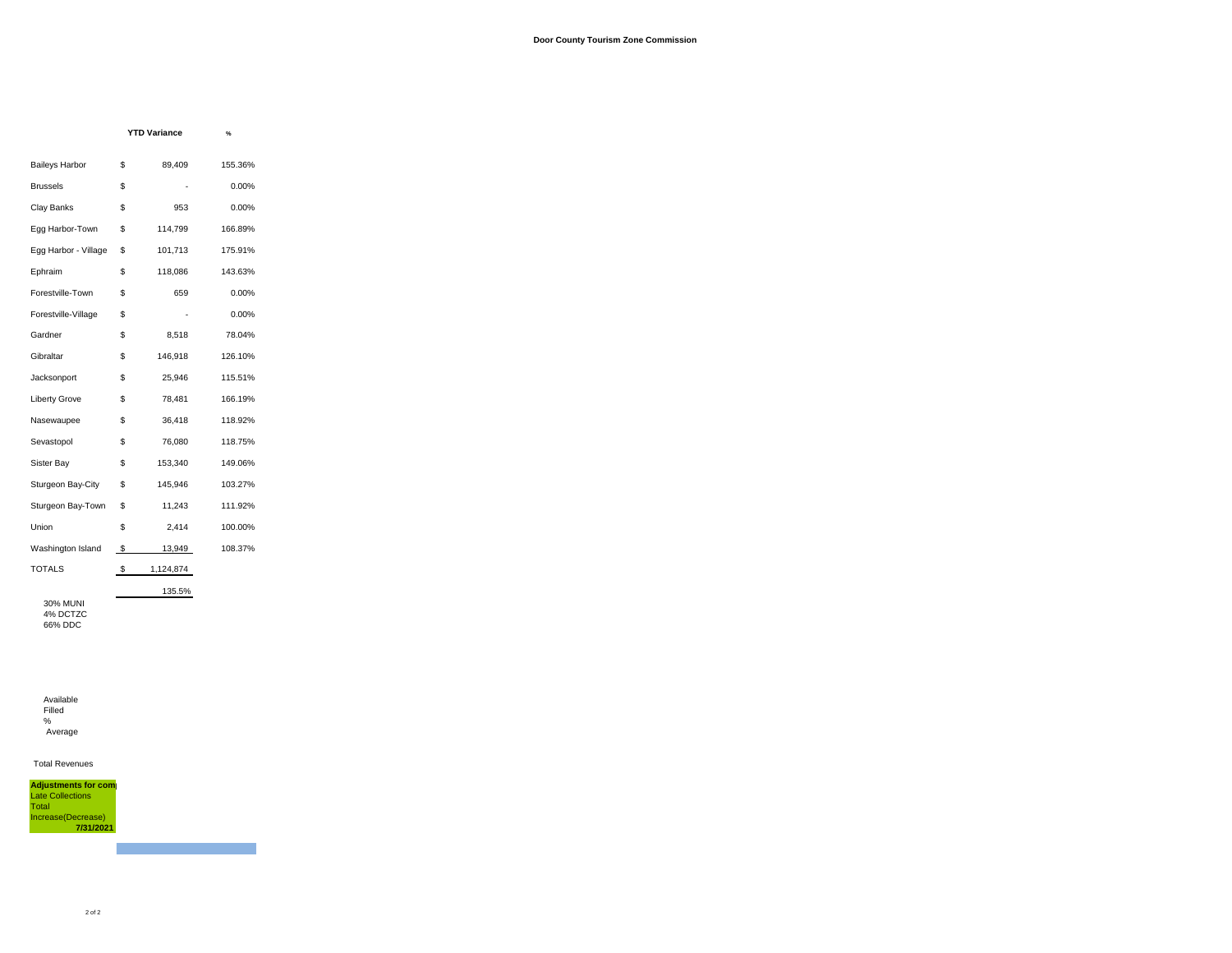**Door County Tourism Zone Commission**

| | YTD Variance | % |
|---|---|---|
| Baileys Harbor | $ 89,409 | 155.36% |
| Brussels | $ - | 0.00% |
| Clay Banks | $ 953 | 0.00% |
| Egg Harbor-Town | $ 114,799 | 166.89% |
| Egg Harbor - Village | $ 101,713 | 175.91% |
| Ephraim | $ 118,086 | 143.63% |
| Forestville-Town | $ 659 | 0.00% |
| Forestville-Village | $ - | 0.00% |
| Gardner | $ 8,518 | 78.04% |
| Gibraltar | $ 146,918 | 126.10% |
| Jacksonport | $ 25,946 | 115.51% |
| Liberty Grove | $ 78,481 | 166.19% |
| Nasewaupee | $ 36,418 | 118.92% |
| Sevastopol | $ 76,080 | 118.75% |
| Sister Bay | $ 153,340 | 149.06% |
| Sturgeon Bay-City | $ 145,946 | 103.27% |
| Sturgeon Bay-Town | $ 11,243 | 111.92% |
| Union | $ 2,414 | 100.00% |
| Washington Island | $ 13,949 | 108.37% |
| TOTALS | $ 1,124,874 | |
| | 135.5% | |

30% MUNI
4% DCTZC
66% DDC

Available
Filled
%
Average

Total Revenues

**Adjustments for com**
Late Collections
Total
Increase(Decrease)
**7/31/2021**